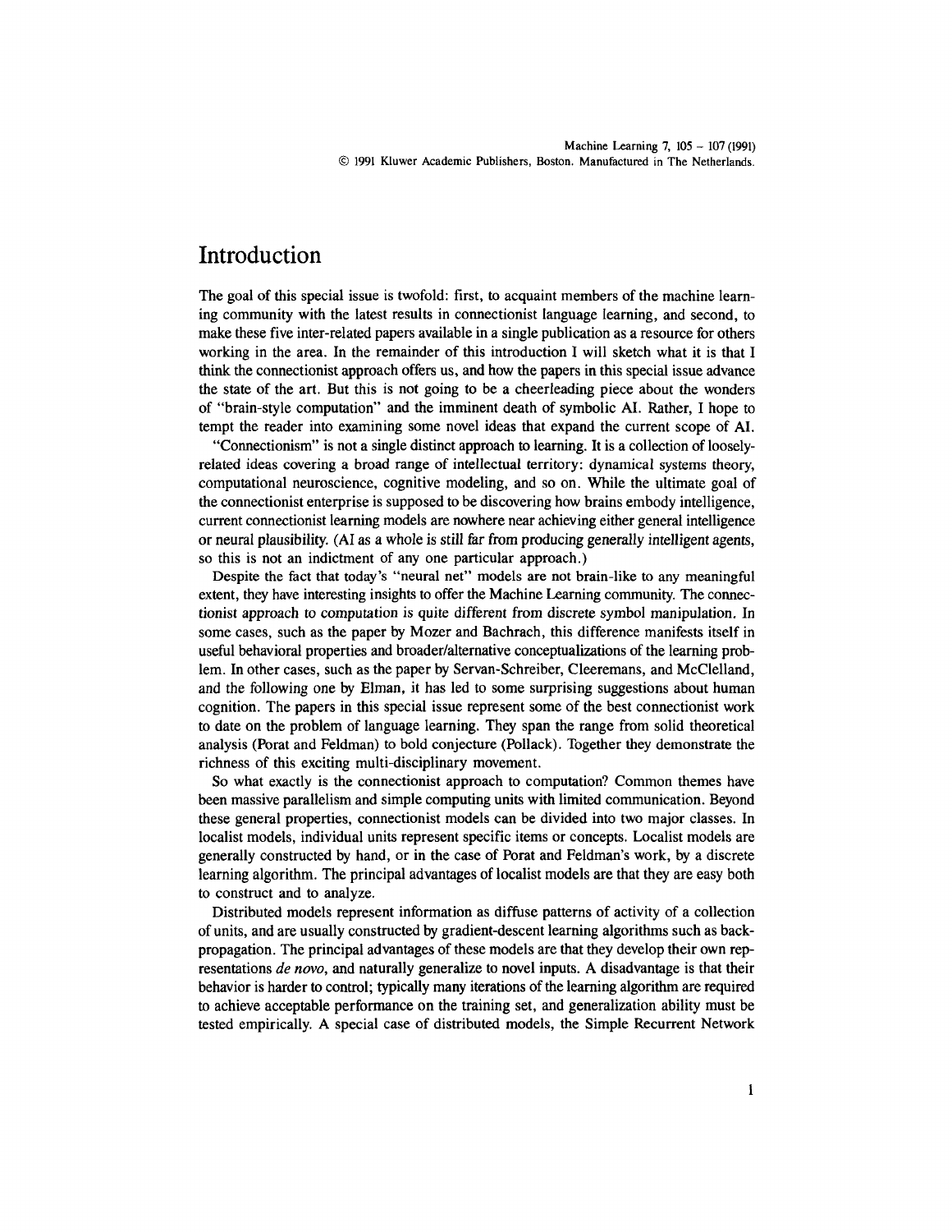# Introduction

The goal of this special issue is twofold: first, to acquaint members of the machine learning community with the latest results in connectionist language learning, and second, to make these five inter-related papers available in a single publication as a resource for others working in the area. In the remainder of this introduction I will sketch what it is that I think the connectionist approach offers us, and how the papers in this special issue advance the state of the art. But this is not going to be a cheerleading piece about the wonders of "brain-style computation" and the imminent death of symbolic AI. Rather, I hope to tempt the reader into examining some novel ideas that expand the current scope of AI.

"Connectionism" is not a single distinct approach to learning. It is a collection of loosely-related ideas covering a broad range of intellectual territory: dynamical systems theory, computational neuroscience, cognitive modeling, and so on. While the ultimate goal of the connectionist enterprise is supposed to be discovering how brains embody intelligence, current connectionist learning models are nowhere near achieving either general intelligence or neural plausibility. (AI as a whole is still far from producing generally intelligent agents, so this is not an indictment of any one particular approach.)

Despite the fact that today's "neural net" models are not brain-like to any meaningful extent, they have interesting insights to offer the Machine Learning community. The connectionist approach to computation is quite different from discrete symbol manipulation. In some cases, such as the paper by Mozer and Bachrach, this difference manifests itself in useful behavioral properties and broader/alternative conceptualizations of the learning problem. In other cases, such as the paper by Servan-Schreiber, Cleeremans, and McClelland, and the following one by Elman, it has led to some surprising suggestions about human cognition. The papers in this special issue represent some of the best connectionist work to date on the problem of language learning. They span the range from solid theoretical analysis (Porat and Feldman) to bold conjecture (Pollack). Together they demonstrate the richness of this exciting multi-disciplinary movement.

So what exactly is the connectionist approach to computation? Common themes have been massive parallelism and simple computing units with limited communication. Beyond these general properties, connectionist models can be divided into two major classes. In localist models, individual units represent specific items or concepts. Localist models are generally constructed by hand, or in the case of Porat and Feldman's work, by a discrete learning algorithm. The principal advantages of localist models are that they are easy both to construct and to analyze.

Distributed models represent information as diffuse patterns of activity of a collection of units, and are usually constructed by gradient-descent learning algorithms such as back-propagation. The principal advantages of these models are that they develop their own representations *de novo*, and naturally generalize to novel inputs. A disadvantage is that their behavior is harder to control; typically many iterations of the learning algorithm are required to achieve acceptable performance on the training set, and generalization ability must be tested empirically. A special case of distributed models, the Simple Recurrent Network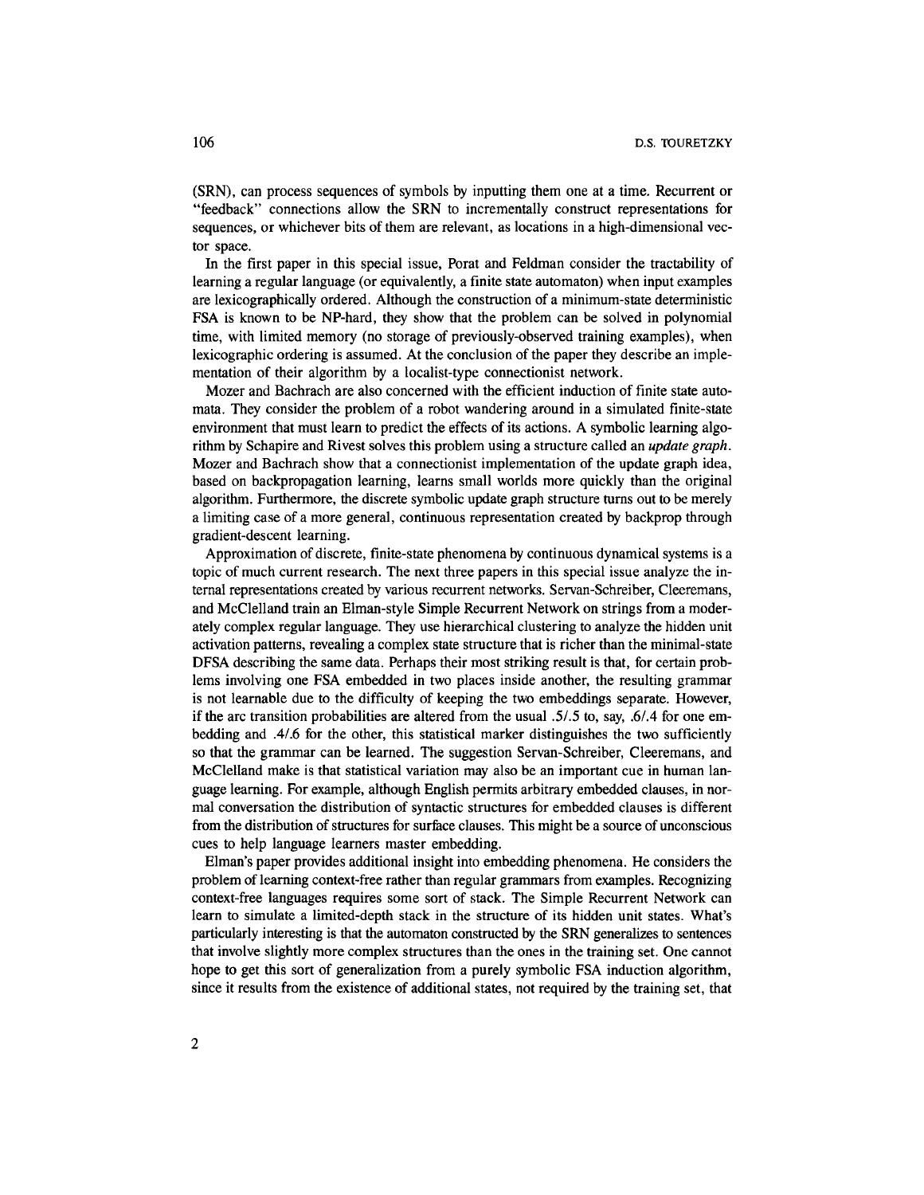(SRN), can process sequences of symbols by inputting them one at a time. Recurrent or "feedback" connections allow the SRN to incrementally construct representations for sequences, or whichever bits of them are relevant, as locations in a high-dimensional vector space.

In the first paper in this special issue, Porat and Feldman consider the tractability of learning a regular language (or equivalently, a finite state automaton) when input examples are lexicographically ordered. Although the construction of a minimum-state deterministic FSA is known to be NP-hard, they show that the problem can be solved in polynomial time, with limited memory (no storage of previously-observed training examples), when lexicographic ordering is assumed. At the conclusion of the paper they describe an implementation of their algorithm by a localist-type connectionist network.

Mozer and Bachrach are also concerned with the efficient induction of finite state automata. They consider the problem of a robot wandering around in a simulated finite-state environment that must learn to predict the effects of its actions. A symbolic learning algorithm by Schapire and Rivest solves this problem using a structure called an *update graph*. Mozer and Bachrach show that a connectionist implementation of the update graph idea, based on backpropagation learning, learns small worlds more quickly than the original algorithm. Furthermore, the discrete symbolic update graph structure turns out to be merely a limiting case of a more general, continuous representation created by backprop through gradient-descent learning.

Approximation of discrete, finite-state phenomena by continuous dynamical systems is a topic of much current research. The next three papers in this special issue analyze the internal representations created by various recurrent networks. Servan-Schreiber, Cleeremans, and McClelland train an Elman-style Simple Recurrent Network on strings from a moderately complex regular language. They use hierarchical clustering to analyze the hidden unit activation patterns, revealing a complex state structure that is richer than the minimal-state DFSA describing the same data. Perhaps their most striking result is that, for certain problems involving one FSA embedded in two places inside another, the resulting grammar is not learnable due to the difficulty of keeping the two embeddings separate. However, if the arc transition probabilities are altered from the usual .5/.5 to, say, .6/.4 for one embedding and .4/.6 for the other, this statistical marker distinguishes the two sufficiently so that the grammar can be learned. The suggestion Servan-Schreiber, Cleeremans, and McClelland make is that statistical variation may also be an important cue in human language learning. For example, although English permits arbitrary embedded clauses, in normal conversation the distribution of syntactic structures for embedded clauses is different from the distribution of structures for surface clauses. This might be a source of unconscious cues to help language learners master embedding.

Elman's paper provides additional insight into embedding phenomena. He considers the problem of learning context-free rather than regular grammars from examples. Recognizing context-free languages requires some sort of stack. The Simple Recurrent Network can learn to simulate a limited-depth stack in the structure of its hidden unit states. What's particularly interesting is that the automaton constructed by the SRN generalizes to sentences that involve slightly more complex structures than the ones in the training set. One cannot hope to get this sort of generalization from a purely symbolic FSA induction algorithm, since it results from the existence of additional states, not required by the training set, that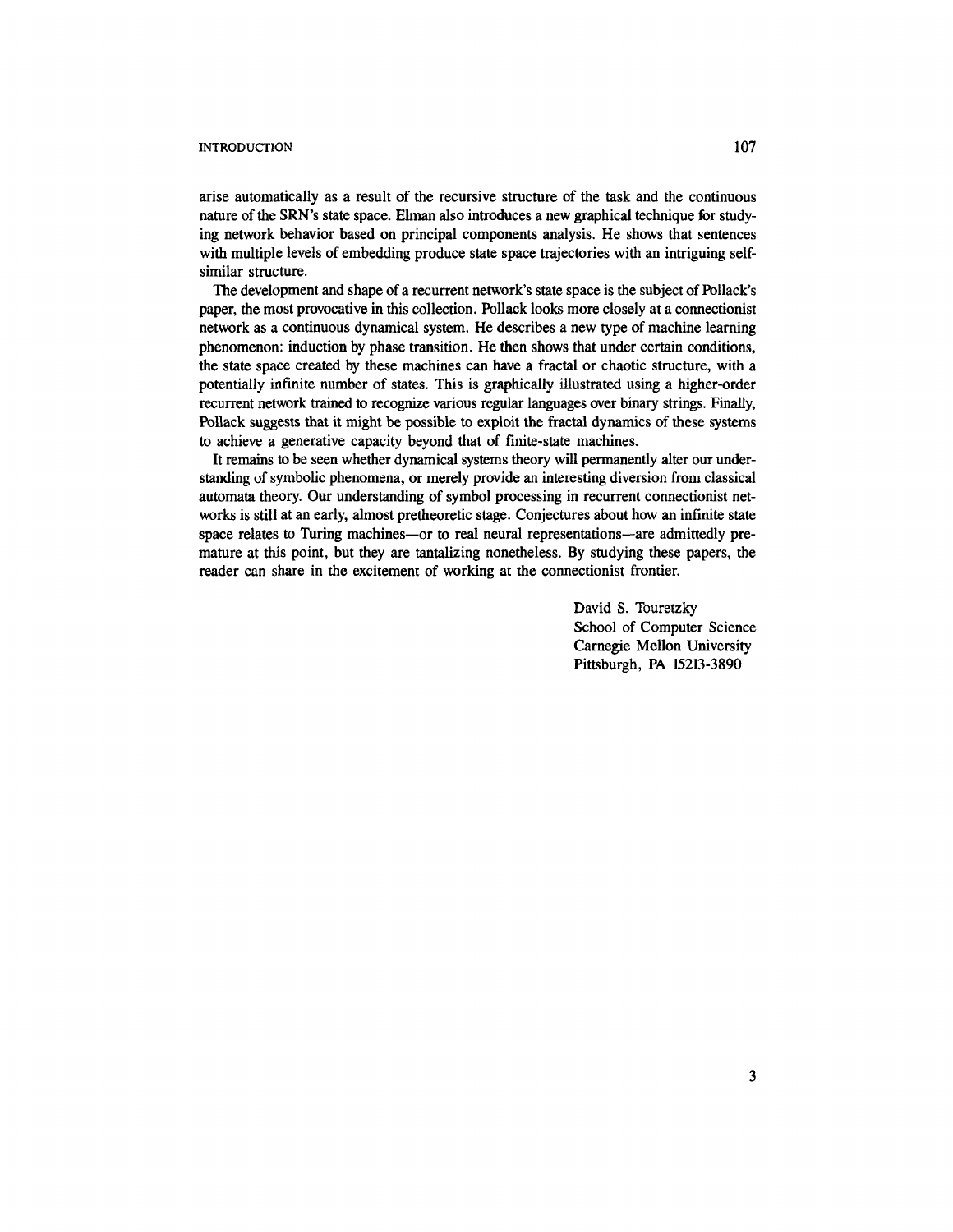arise automatically as a result of the recursive structure of the task and the continuous nature of the SRN's state space. Elman also introduces a new graphical technique for studying network behavior based on principal components analysis. He shows that sentences with multiple levels of embedding produce state space trajectories with an intriguing self-similar structure.

The development and shape of a recurrent network's state space is the subject of Pollack's paper, the most provocative in this collection. Pollack looks more closely at a connectionist network as a continuous dynamical system. He describes a new type of machine learning phenomenon: induction by phase transition. He then shows that under certain conditions, the state space created by these machines can have a fractal or chaotic structure, with a potentially infinite number of states. This is graphically illustrated using a higher-order recurrent network trained to recognize various regular languages over binary strings. Finally, Pollack suggests that it might be possible to exploit the fractal dynamics of these systems to achieve a generative capacity beyond that of finite-state machines.

It remains to be seen whether dynamical systems theory will permanently alter our understanding of symbolic phenomena, or merely provide an interesting diversion from classical automata theory. Our understanding of symbol processing in recurrent connectionist networks is still at an early, almost pretheoretic stage. Conjectures about how an infinite state space relates to Turing machines—or to real neural representations—are admittedly premature at this point, but they are tantalizing nonetheless. By studying these papers, the reader can share in the excitement of working at the connectionist frontier.

David S. Touretzky
School of Computer Science
Carnegie Mellon University
Pittsburgh, PA 15213-3890